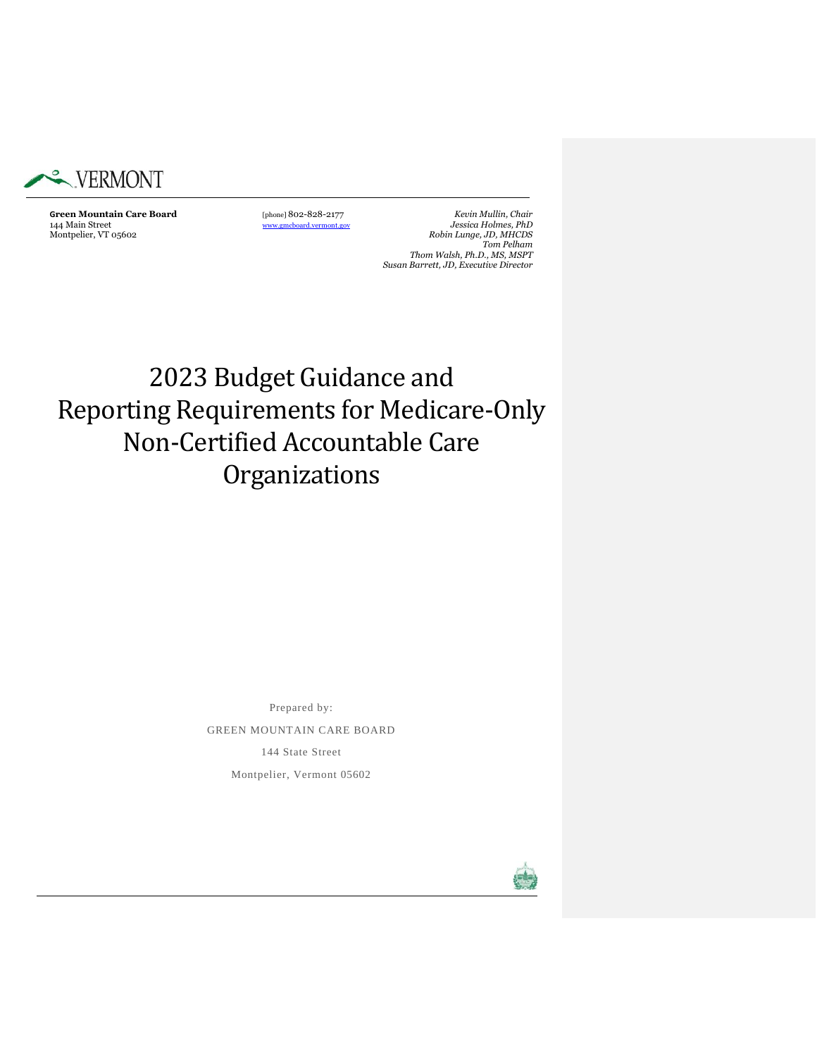VERMONT

**Green Mountain Care Board**
144 Main Street
Montpelier, VT 05602

[phone] 802-828-2177
www.gmcboard.vermont.gov

*Kevin Mullin, Chair*
*Jessica Holmes, PhD*
*Robin Lunge, JD, MHCDS*
*Tom Pelham*
*Thom Walsh, Ph.D., MS, MSPT*
*Susan Barrett, JD, Executive Director*

# 2023 Budget Guidance and Reporting Requirements for Medicare-Only Non-Certified Accountable Care Organizations

Prepared by:

GREEN MOUNTAIN CARE BOARD

144 State Street

Montpelier, Vermont 05602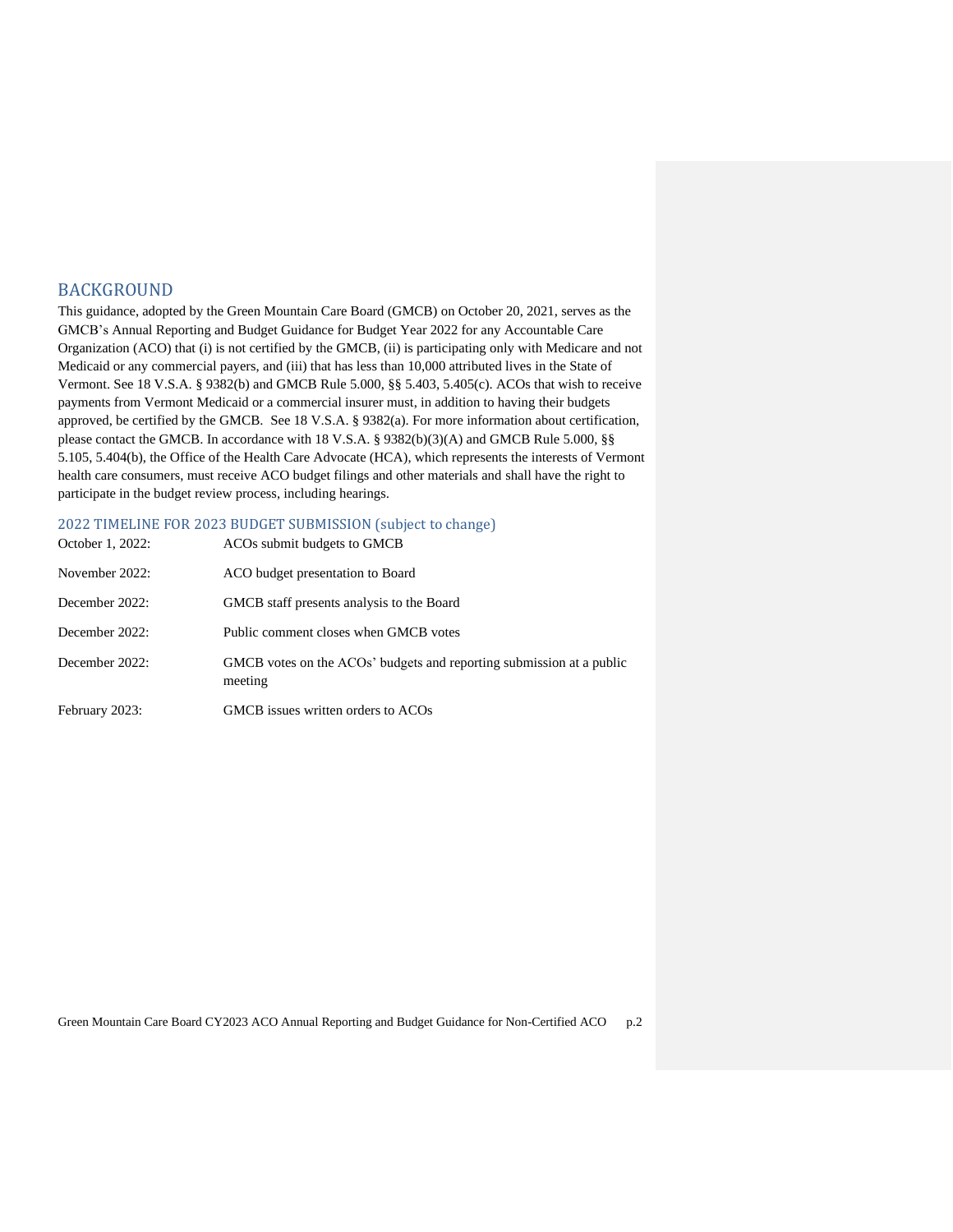## BACKGROUND

This guidance, adopted by the Green Mountain Care Board (GMCB) on October 20, 2021, serves as the GMCB's Annual Reporting and Budget Guidance for Budget Year 2022 for any Accountable Care Organization (ACO) that (i) is not certified by the GMCB, (ii) is participating only with Medicare and not Medicaid or any commercial payers, and (iii) that has less than 10,000 attributed lives in the State of Vermont. See 18 V.S.A. § 9382(b) and GMCB Rule 5.000, §§ 5.403, 5.405(c). ACOs that wish to receive payments from Vermont Medicaid or a commercial insurer must, in addition to having their budgets approved, be certified by the GMCB. See 18 V.S.A. § 9382(a). For more information about certification, please contact the GMCB. In accordance with 18 V.S.A. § 9382(b)(3)(A) and GMCB Rule 5.000, §§ 5.105, 5.404(b), the Office of the Health Care Advocate (HCA), which represents the interests of Vermont health care consumers, must receive ACO budget filings and other materials and shall have the right to participate in the budget review process, including hearings.

### 2022 TIMELINE FOR 2023 BUDGET SUBMISSION (subject to change)

| | |
|---|---|
| October 1, 2022: | ACOs submit budgets to GMCB |
| November 2022: | ACO budget presentation to Board |
| December 2022: | GMCB staff presents analysis to the Board |
| December 2022: | Public comment closes when GMCB votes |
| December 2022: | GMCB votes on the ACOs' budgets and reporting submission at a public meeting |
| February 2023: | GMCB issues written orders to ACOs |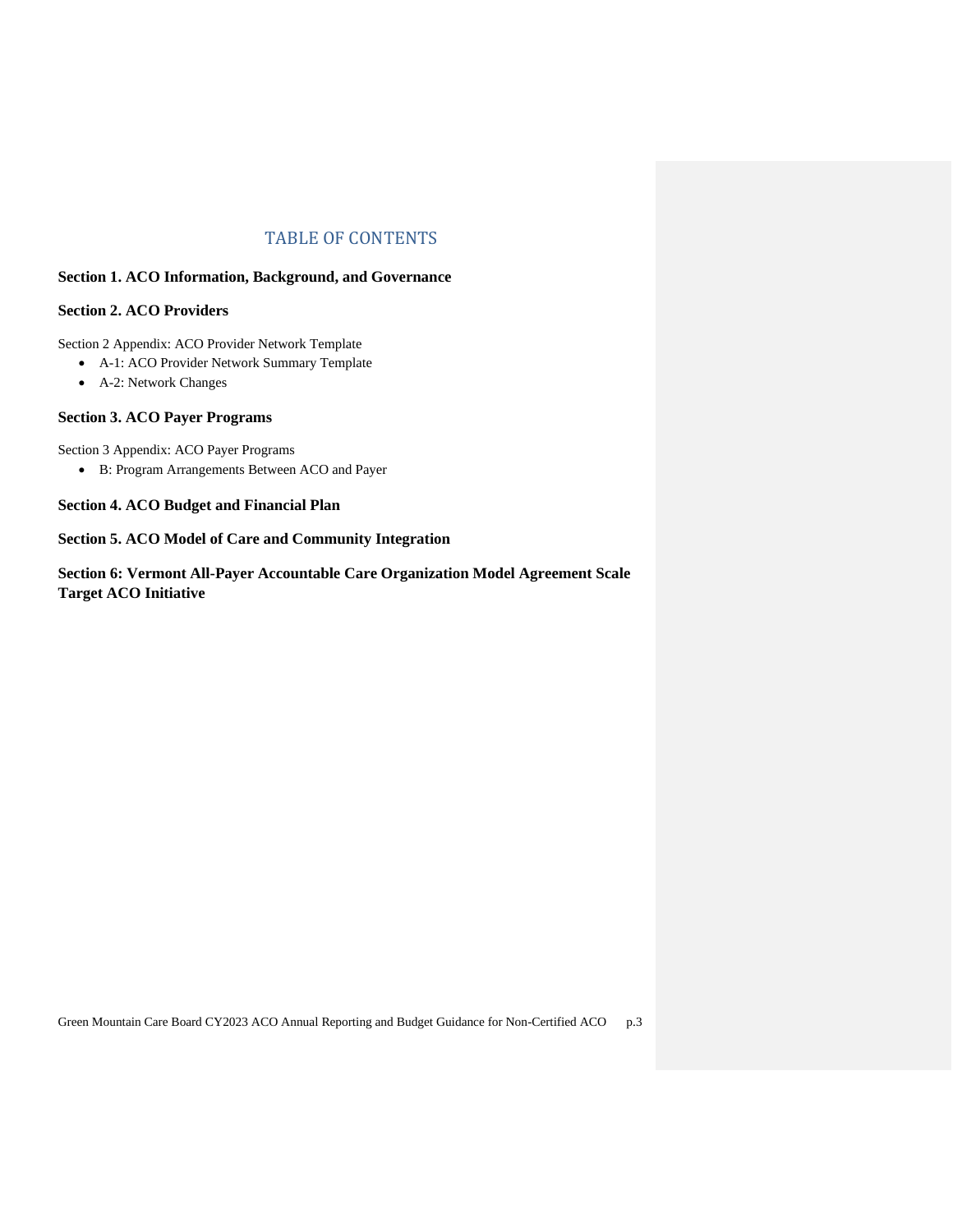# TABLE OF CONTENTS

**Section 1. ACO Information, Background, and Governance**

**Section 2. ACO Providers**

Section 2 Appendix: ACO Provider Network Template

- A-1: ACO Provider Network Summary Template
- A-2: Network Changes

**Section 3. ACO Payer Programs**

Section 3 Appendix: ACO Payer Programs

- B: Program Arrangements Between ACO and Payer

**Section 4. ACO Budget and Financial Plan**

**Section 5. ACO Model of Care and Community Integration**

**Section 6: Vermont All-Payer Accountable Care Organization Model Agreement Scale Target ACO Initiative**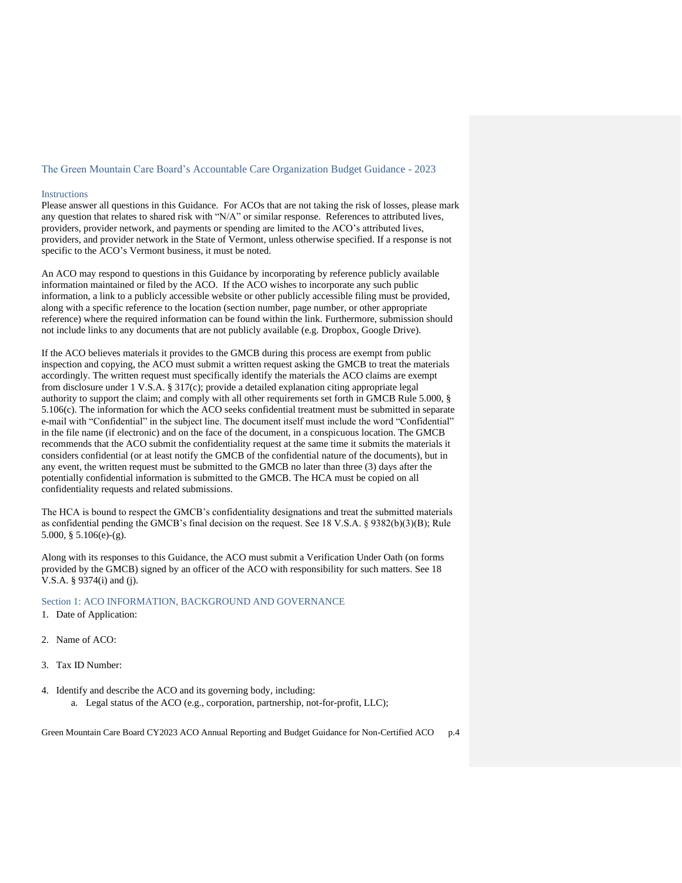## The Green Mountain Care Board's Accountable Care Organization Budget Guidance - 2023

### Instructions

Please answer all questions in this Guidance. For ACOs that are not taking the risk of losses, please mark any question that relates to shared risk with "N/A" or similar response. References to attributed lives, providers, provider network, and payments or spending are limited to the ACO's attributed lives, providers, and provider network in the State of Vermont, unless otherwise specified. If a response is not specific to the ACO's Vermont business, it must be noted.

An ACO may respond to questions in this Guidance by incorporating by reference publicly available information maintained or filed by the ACO. If the ACO wishes to incorporate any such public information, a link to a publicly accessible website or other publicly accessible filing must be provided, along with a specific reference to the location (section number, page number, or other appropriate reference) where the required information can be found within the link. Furthermore, submission should not include links to any documents that are not publicly available (e.g. Dropbox, Google Drive).

If the ACO believes materials it provides to the GMCB during this process are exempt from public inspection and copying, the ACO must submit a written request asking the GMCB to treat the materials accordingly. The written request must specifically identify the materials the ACO claims are exempt from disclosure under 1 V.S.A. § 317(c); provide a detailed explanation citing appropriate legal authority to support the claim; and comply with all other requirements set forth in GMCB Rule 5.000, § 5.106(c). The information for which the ACO seeks confidential treatment must be submitted in separate e-mail with "Confidential" in the subject line. The document itself must include the word "Confidential" in the file name (if electronic) and on the face of the document, in a conspicuous location. The GMCB recommends that the ACO submit the confidentiality request at the same time it submits the materials it considers confidential (or at least notify the GMCB of the confidential nature of the documents), but in any event, the written request must be submitted to the GMCB no later than three (3) days after the potentially confidential information is submitted to the GMCB. The HCA must be copied on all confidentiality requests and related submissions.

The HCA is bound to respect the GMCB's confidentiality designations and treat the submitted materials as confidential pending the GMCB's final decision on the request. See 18 V.S.A. § 9382(b)(3)(B); Rule 5.000, § 5.106(e)-(g).

Along with its responses to this Guidance, the ACO must submit a Verification Under Oath (on forms provided by the GMCB) signed by an officer of the ACO with responsibility for such matters. See 18 V.S.A. § 9374(i) and (j).

### Section 1: ACO INFORMATION, BACKGROUND AND GOVERNANCE

1. Date of Application:

2. Name of ACO:

3. Tax ID Number:

4. Identify and describe the ACO and its governing body, including:
   a. Legal status of the ACO (e.g., corporation, partnership, not-for-profit, LLC);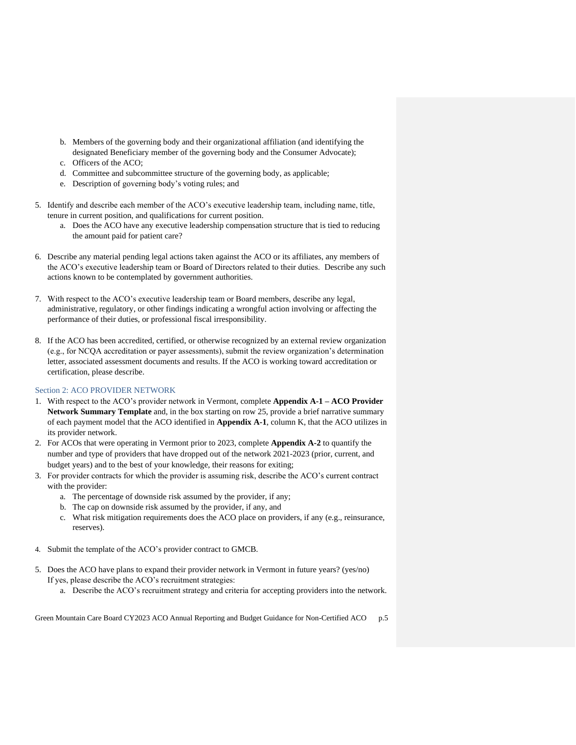b. Members of the governing body and their organizational affiliation (and identifying the designated Beneficiary member of the governing body and the Consumer Advocate);
   c. Officers of the ACO;
   d. Committee and subcommittee structure of the governing body, as applicable;
   e. Description of governing body's voting rules; and

5. Identify and describe each member of the ACO's executive leadership team, including name, title, tenure in current position, and qualifications for current position.
   a. Does the ACO have any executive leadership compensation structure that is tied to reducing the amount paid for patient care?

6. Describe any material pending legal actions taken against the ACO or its affiliates, any members of the ACO's executive leadership team or Board of Directors related to their duties. Describe any such actions known to be contemplated by government authorities.

7. With respect to the ACO's executive leadership team or Board members, describe any legal, administrative, regulatory, or other findings indicating a wrongful action involving or affecting the performance of their duties, or professional fiscal irresponsibility.

8. If the ACO has been accredited, certified, or otherwise recognized by an external review organization (e.g., for NCQA accreditation or payer assessments), submit the review organization's determination letter, associated assessment documents and results. If the ACO is working toward accreditation or certification, please describe.

## Section 2: ACO PROVIDER NETWORK

1. With respect to the ACO's provider network in Vermont, complete **Appendix A-1 – ACO Provider Network Summary Template** and, in the box starting on row 25, provide a brief narrative summary of each payment model that the ACO identified in **Appendix A-1**, column K, that the ACO utilizes in its provider network.
2. For ACOs that were operating in Vermont prior to 2023, complete **Appendix A-2** to quantify the number and type of providers that have dropped out of the network 2021-2023 (prior, current, and budget years) and to the best of your knowledge, their reasons for exiting;
3. For provider contracts for which the provider is assuming risk, describe the ACO's current contract with the provider:
   a. The percentage of downside risk assumed by the provider, if any;
   b. The cap on downside risk assumed by the provider, if any, and
   c. What risk mitigation requirements does the ACO place on providers, if any (e.g., reinsurance, reserves).

4. Submit the template of the ACO's provider contract to GMCB.

5. Does the ACO have plans to expand their provider network in Vermont in future years? (yes/no) If yes, please describe the ACO's recruitment strategies:
   a. Describe the ACO's recruitment strategy and criteria for accepting providers into the network.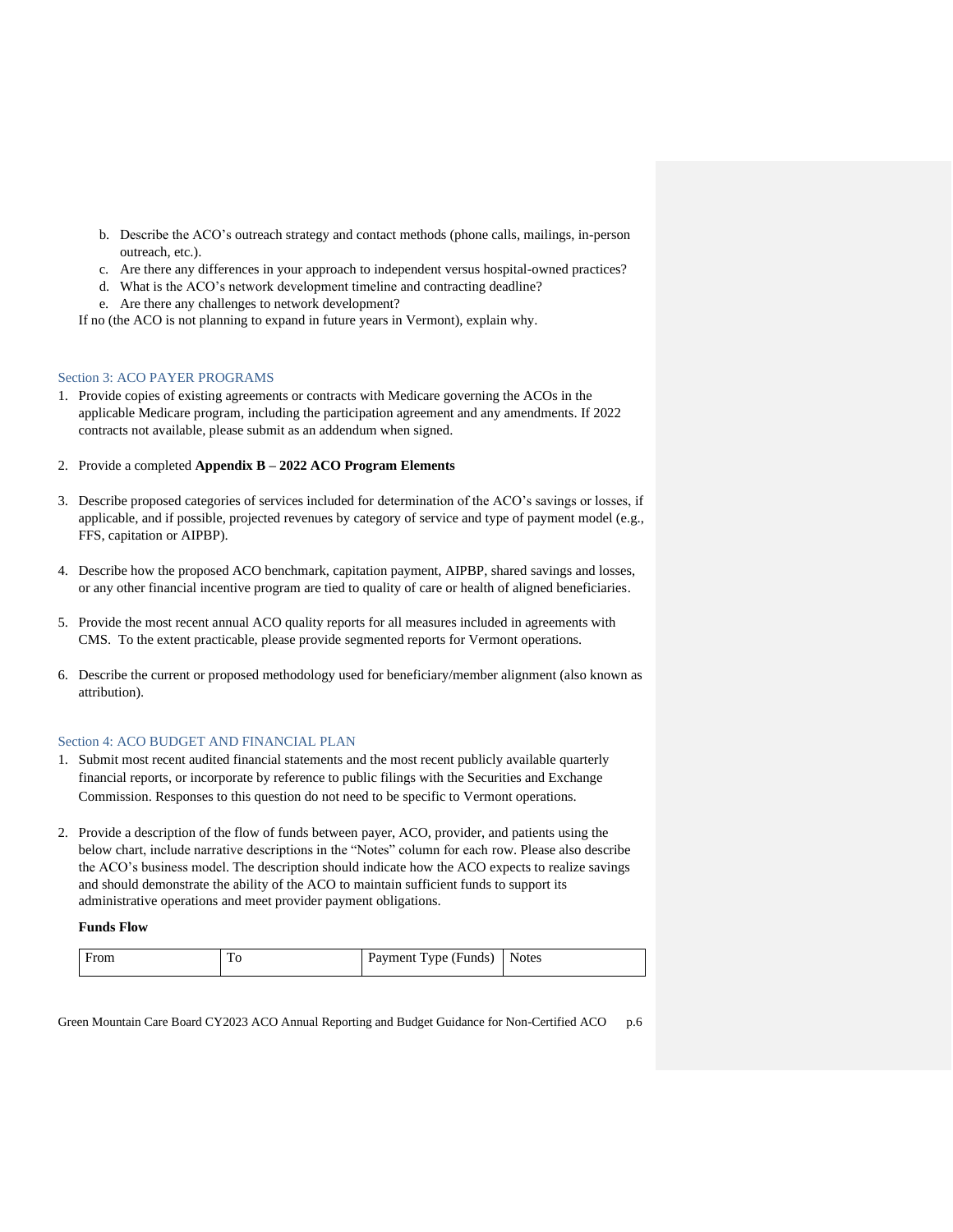b. Describe the ACO's outreach strategy and contact methods (phone calls, mailings, in-person outreach, etc.).
c. Are there any differences in your approach to independent versus hospital-owned practices?
d. What is the ACO's network development timeline and contracting deadline?
e. Are there any challenges to network development?

If no (the ACO is not planning to expand in future years in Vermont), explain why.

## Section 3: ACO PAYER PROGRAMS

1. Provide copies of existing agreements or contracts with Medicare governing the ACOs in the applicable Medicare program, including the participation agreement and any amendments. If 2022 contracts not available, please submit as an addendum when signed.

2. Provide a completed **Appendix B – 2022 ACO Program Elements**

3. Describe proposed categories of services included for determination of the ACO's savings or losses, if applicable, and if possible, projected revenues by category of service and type of payment model (e.g., FFS, capitation or AIPBP).

4. Describe how the proposed ACO benchmark, capitation payment, AIPBP, shared savings and losses, or any other financial incentive program are tied to quality of care or health of aligned beneficiaries.

5. Provide the most recent annual ACO quality reports for all measures included in agreements with CMS. To the extent practicable, please provide segmented reports for Vermont operations.

6. Describe the current or proposed methodology used for beneficiary/member alignment (also known as attribution).

## Section 4: ACO BUDGET AND FINANCIAL PLAN

1. Submit most recent audited financial statements and the most recent publicly available quarterly financial reports, or incorporate by reference to public filings with the Securities and Exchange Commission. Responses to this question do not need to be specific to Vermont operations.

2. Provide a description of the flow of funds between payer, ACO, provider, and patients using the below chart, include narrative descriptions in the "Notes" column for each row. Please also describe the ACO's business model. The description should indicate how the ACO expects to realize savings and should demonstrate the ability of the ACO to maintain sufficient funds to support its administrative operations and meet provider payment obligations.

**Funds Flow**

| From | To | Payment Type (Funds) | Notes |
|---|---|---|---|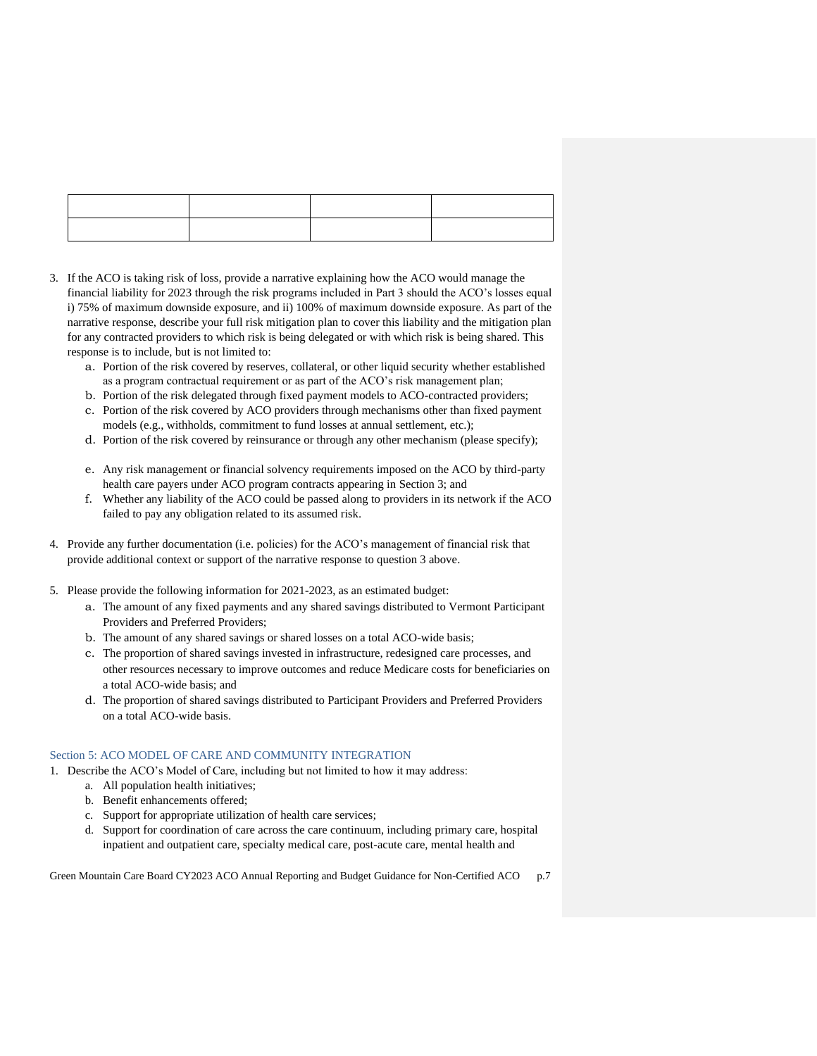| | | | |
|---|---|---|---|
| | | | |

3. If the ACO is taking risk of loss, provide a narrative explaining how the ACO would manage the financial liability for 2023 through the risk programs included in Part 3 should the ACO's losses equal i) 75% of maximum downside exposure, and ii) 100% of maximum downside exposure. As part of the narrative response, describe your full risk mitigation plan to cover this liability and the mitigation plan for any contracted providers to which risk is being delegated or with which risk is being shared. This response is to include, but is not limited to:
   a. Portion of the risk covered by reserves, collateral, or other liquid security whether established as a program contractual requirement or as part of the ACO's risk management plan;
   b. Portion of the risk delegated through fixed payment models to ACO-contracted providers;
   c. Portion of the risk covered by ACO providers through mechanisms other than fixed payment models (e.g., withholds, commitment to fund losses at annual settlement, etc.);
   d. Portion of the risk covered by reinsurance or through any other mechanism (please specify);
   e. Any risk management or financial solvency requirements imposed on the ACO by third-party health care payers under ACO program contracts appearing in Section 3; and
   f. Whether any liability of the ACO could be passed along to providers in its network if the ACO failed to pay any obligation related to its assumed risk.

4. Provide any further documentation (i.e. policies) for the ACO's management of financial risk that provide additional context or support of the narrative response to question 3 above.

5. Please provide the following information for 2021-2023, as an estimated budget:
   a. The amount of any fixed payments and any shared savings distributed to Vermont Participant Providers and Preferred Providers;
   b. The amount of any shared savings or shared losses on a total ACO-wide basis;
   c. The proportion of shared savings invested in infrastructure, redesigned care processes, and other resources necessary to improve outcomes and reduce Medicare costs for beneficiaries on a total ACO-wide basis; and
   d. The proportion of shared savings distributed to Participant Providers and Preferred Providers on a total ACO-wide basis.

## Section 5: ACO MODEL OF CARE AND COMMUNITY INTEGRATION

1. Describe the ACO's Model of Care, including but not limited to how it may address:
   a. All population health initiatives;
   b. Benefit enhancements offered;
   c. Support for appropriate utilization of health care services;
   d. Support for coordination of care across the care continuum, including primary care, hospital inpatient and outpatient care, specialty medical care, post-acute care, mental health and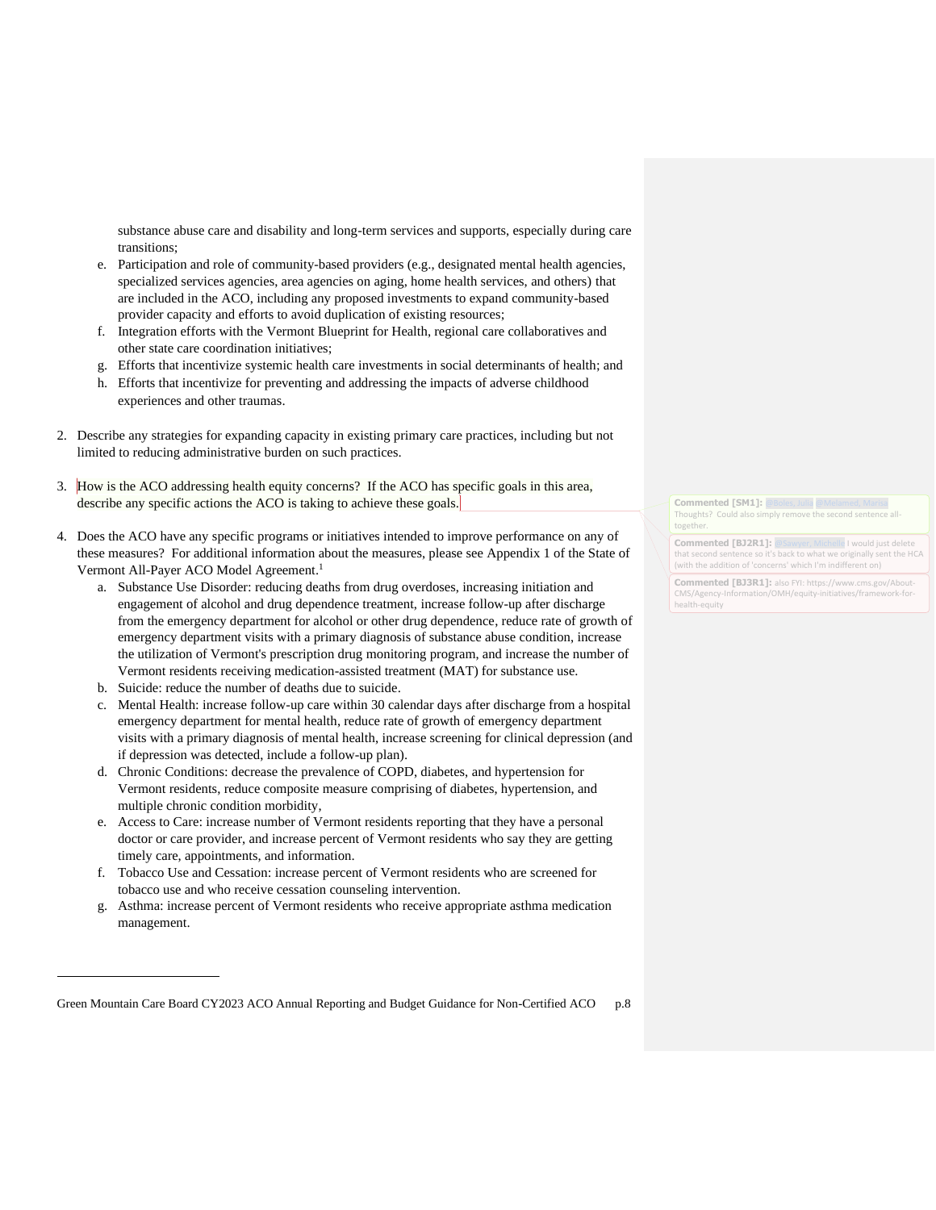substance abuse care and disability and long-term services and supports, especially during care transitions;

e. Participation and role of community-based providers (e.g., designated mental health agencies, specialized services agencies, area agencies on aging, home health services, and others) that are included in the ACO, including any proposed investments to expand community-based provider capacity and efforts to avoid duplication of existing resources;
f. Integration efforts with the Vermont Blueprint for Health, regional care collaboratives and other state care coordination initiatives;
g. Efforts that incentivize systemic health care investments in social determinants of health; and
h. Efforts that incentivize for preventing and addressing the impacts of adverse childhood experiences and other traumas.

2. Describe any strategies for expanding capacity in existing primary care practices, including but not limited to reducing administrative burden on such practices.

3. How is the ACO addressing health equity concerns? If the ACO has specific goals in this area, describe any specific actions the ACO is taking to achieve these goals.

> **Commented [SM1]:** @Boles, Julia @Melamed, Marisa Thoughts? Could also simply remove the second sentence all-together.
>
> **Commented [BJ2R1]:** @Sawyer, Michelle I would just delete that second sentence so it's back to what we originally sent the HCA (with the addition of 'concerns' which I'm indifferent on)
>
> **Commented [BJ3R1]:** also FYI: https://www.cms.gov/About-CMS/Agency-Information/OMH/equity-initiatives/framework-for-health-equity

4. Does the ACO have any specific programs or initiatives intended to improve performance on any of these measures? For additional information about the measures, please see Appendix 1 of the State of Vermont All-Payer ACO Model Agreement.[1]
   a. Substance Use Disorder: reducing deaths from drug overdoses, increasing initiation and engagement of alcohol and drug dependence treatment, increase follow-up after discharge from the emergency department for alcohol or other drug dependence, reduce rate of growth of emergency department visits with a primary diagnosis of substance abuse condition, increase the utilization of Vermont's prescription drug monitoring program, and increase the number of Vermont residents receiving medication-assisted treatment (MAT) for substance use.
   b. Suicide: reduce the number of deaths due to suicide.
   c. Mental Health: increase follow-up care within 30 calendar days after discharge from a hospital emergency department for mental health, reduce rate of growth of emergency department visits with a primary diagnosis of mental health, increase screening for clinical depression (and if depression was detected, include a follow-up plan).
   d. Chronic Conditions: decrease the prevalence of COPD, diabetes, and hypertension for Vermont residents, reduce composite measure comprising of diabetes, hypertension, and multiple chronic condition morbidity,
   e. Access to Care: increase number of Vermont residents reporting that they have a personal doctor or care provider, and increase percent of Vermont residents who say they are getting timely care, appointments, and information.
   f. Tobacco Use and Cessation: increase percent of Vermont residents who are screened for tobacco use and who receive cessation counseling intervention.
   g. Asthma: increase percent of Vermont residents who receive appropriate asthma medication management.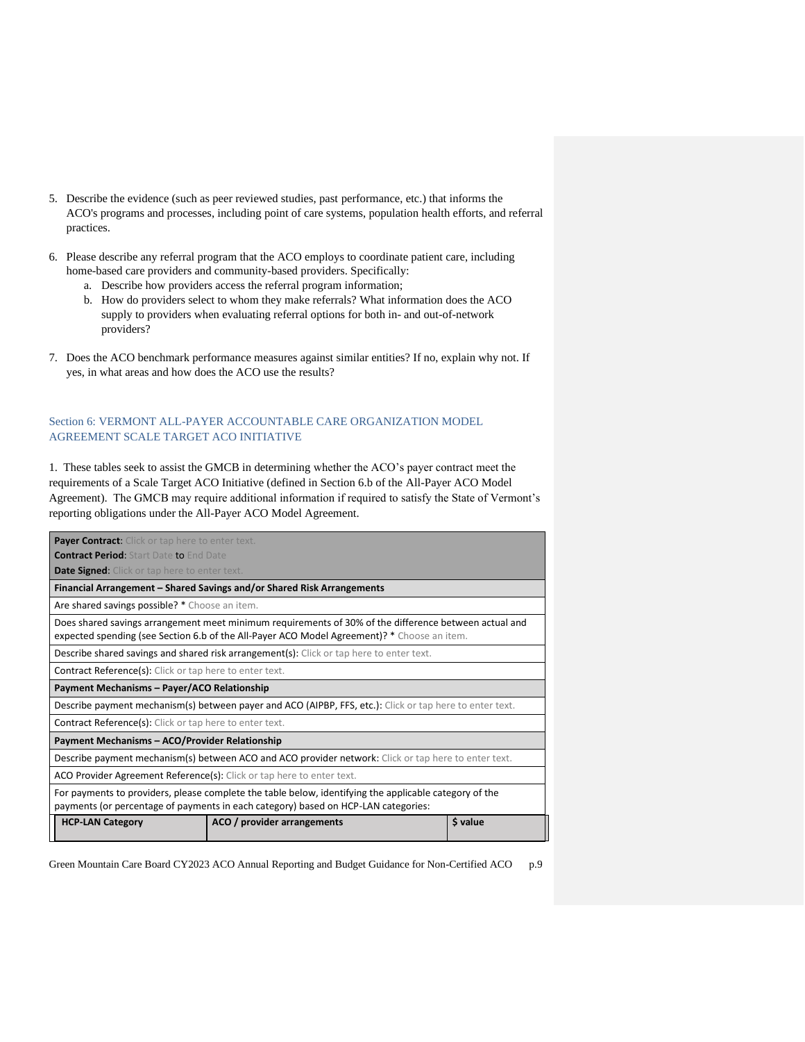5. Describe the evidence (such as peer reviewed studies, past performance, etc.) that informs the ACO's programs and processes, including point of care systems, population health efforts, and referral practices.

6. Please describe any referral program that the ACO employs to coordinate patient care, including home-based care providers and community-based providers. Specifically:
   a. Describe how providers access the referral program information;
   b. How do providers select to whom they make referrals? What information does the ACO supply to providers when evaluating referral options for both in- and out-of-network providers?

7. Does the ACO benchmark performance measures against similar entities? If no, explain why not. If yes, in what areas and how does the ACO use the results?

## Section 6: VERMONT ALL-PAYER ACCOUNTABLE CARE ORGANIZATION MODEL AGREEMENT SCALE TARGET ACO INITIATIVE

1. These tables seek to assist the GMCB in determining whether the ACO's payer contract meet the requirements of a Scale Target ACO Initiative (defined in Section 6.b of the All-Payer ACO Model Agreement). The GMCB may require additional information if required to satisfy the State of Vermont's reporting obligations under the All-Payer ACO Model Agreement.

| **Payer Contract**: Click or tap here to enter text.<br>**Contract Period**: Start Date to End Date<br>**Date Signed**: Click or tap here to enter text. |
|---|
| **Financial Arrangement – Shared Savings and/or Shared Risk Arrangements** |
| Are shared savings possible? * Choose an item. |
| Does shared savings arrangement meet minimum requirements of 30% of the difference between actual and expected spending (see Section 6.b of the All-Payer ACO Model Agreement)? * Choose an item. |
| Describe shared savings and shared risk arrangement(s): Click or tap here to enter text. |
| Contract Reference(s): Click or tap here to enter text. |
| **Payment Mechanisms – Payer/ACO Relationship** |
| Describe payment mechanism(s) between payer and ACO (AIPBP, FFS, etc.): Click or tap here to enter text. |
| Contract Reference(s): Click or tap here to enter text. |
| **Payment Mechanisms – ACO/Provider Relationship** |
| Describe payment mechanism(s) between ACO and ACO provider network: Click or tap here to enter text. |
| ACO Provider Agreement Reference(s): Click or tap here to enter text. |
| For payments to providers, please complete the table below, identifying the applicable category of the payments (or percentage of payments in each category) based on HCP-LAN categories: |

| HCP-LAN Category | ACO / provider arrangements | $ value |
|---|---|---|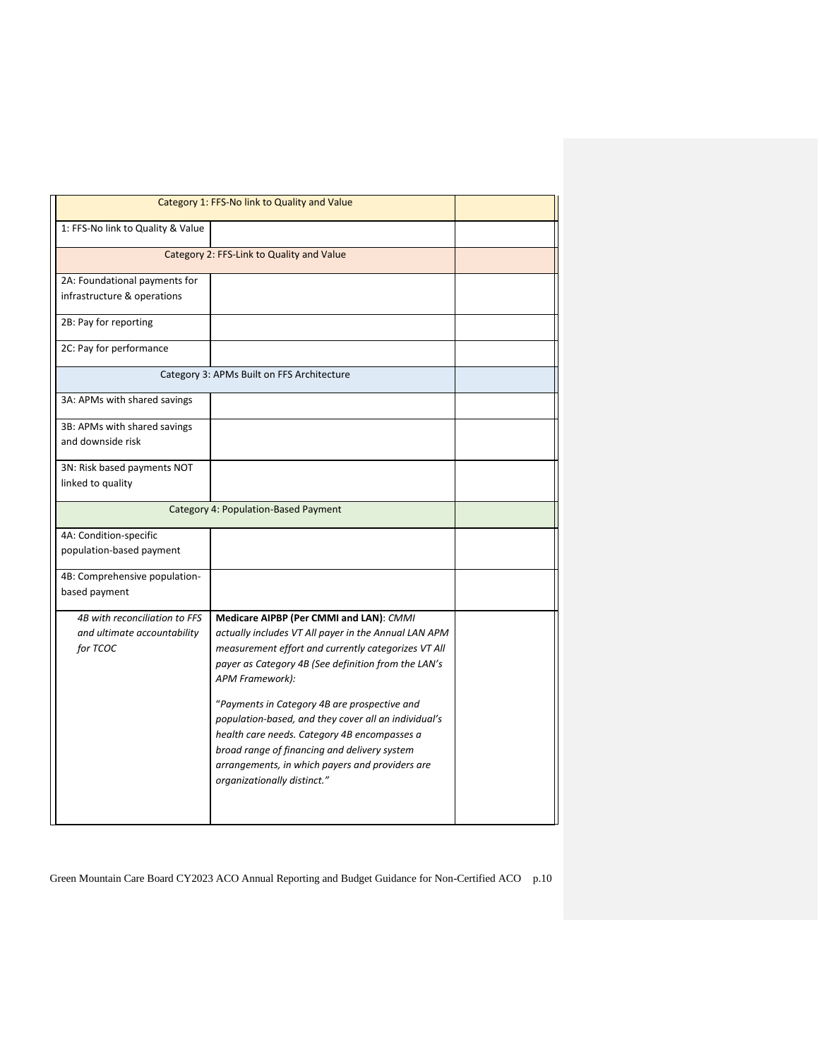| Category 1: FFS-No link to Quality and Value | | |
|---|---|---|
| 1: FFS-No link to Quality & Value | | |
| Category 2: FFS-Link to Quality and Value | | |
| 2A: Foundational payments for infrastructure & operations | | |
| 2B: Pay for reporting | | |
| 2C: Pay for performance | | |
| Category 3: APMs Built on FFS Architecture | | |
| 3A: APMs with shared savings | | |
| 3B: APMs with shared savings and downside risk | | |
| 3N: Risk based payments NOT linked to quality | | |
| Category 4: Population-Based Payment | | |
| 4A: Condition-specific population-based payment | | |
| 4B: Comprehensive population-based payment | | |
| *4B with reconciliation to FFS and ultimate accountability for TCOC* | **Medicare AIPBP (Per CMMI and LAN)**: *CMMI actually includes VT All payer in the Annual LAN APM measurement effort and currently categorizes VT All payer as Category 4B (See definition from the LAN's APM Framework):*<br><br>*"Payments in Category 4B are prospective and population-based, and they cover all an individual's health care needs. Category 4B encompasses a broad range of financing and delivery system arrangements, in which payers and providers are organizationally distinct."* | |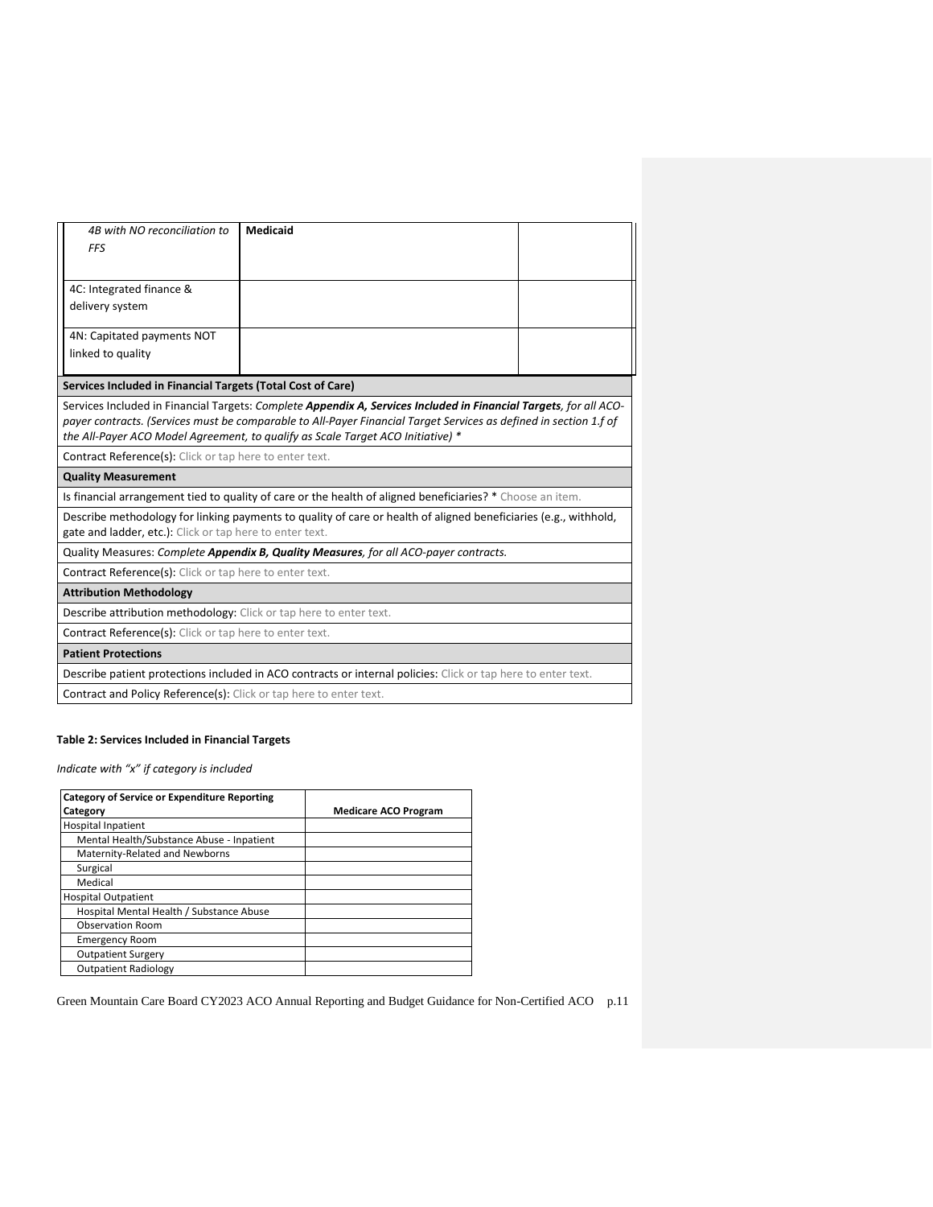| *4B with NO reconciliation to FFS* | **Medicaid** | |
|---|---|---|
| 4C: Integrated finance & delivery system | | |
| 4N: Capitated payments NOT linked to quality | | |

**Services Included in Financial Targets (Total Cost of Care)**

Services Included in Financial Targets: *Complete **Appendix A, Services Included in Financial Targets**, for all ACO-payer contracts. (Services must be comparable to All-Payer Financial Target Services as defined in section 1.f of the All-Payer ACO Model Agreement, to qualify as Scale Target ACO Initiative) **

Contract Reference(s): Click or tap here to enter text.

**Quality Measurement**

Is financial arrangement tied to quality of care or the health of aligned beneficiaries? * Choose an item.

Describe methodology for linking payments to quality of care or health of aligned beneficiaries (e.g., withhold, gate and ladder, etc.): Click or tap here to enter text.

Quality Measures: *Complete **Appendix B, Quality Measures**, for all ACO-payer contracts.*

Contract Reference(s): Click or tap here to enter text.

**Attribution Methodology**

Describe attribution methodology: Click or tap here to enter text.

Contract Reference(s): Click or tap here to enter text.

**Patient Protections**

Describe patient protections included in ACO contracts or internal policies: Click or tap here to enter text.

Contract and Policy Reference(s): Click or tap here to enter text.

**Table 2: Services Included in Financial Targets**

*Indicate with "x" if category is included*

| Category of Service or Expenditure Reporting Category | Medicare ACO Program |
|---|---|
| Hospital Inpatient | |
| Mental Health/Substance Abuse - Inpatient | |
| Maternity-Related and Newborns | |
| Surgical | |
| Medical | |
| Hospital Outpatient | |
| Hospital Mental Health / Substance Abuse | |
| Observation Room | |
| Emergency Room | |
| Outpatient Surgery | |
| Outpatient Radiology | |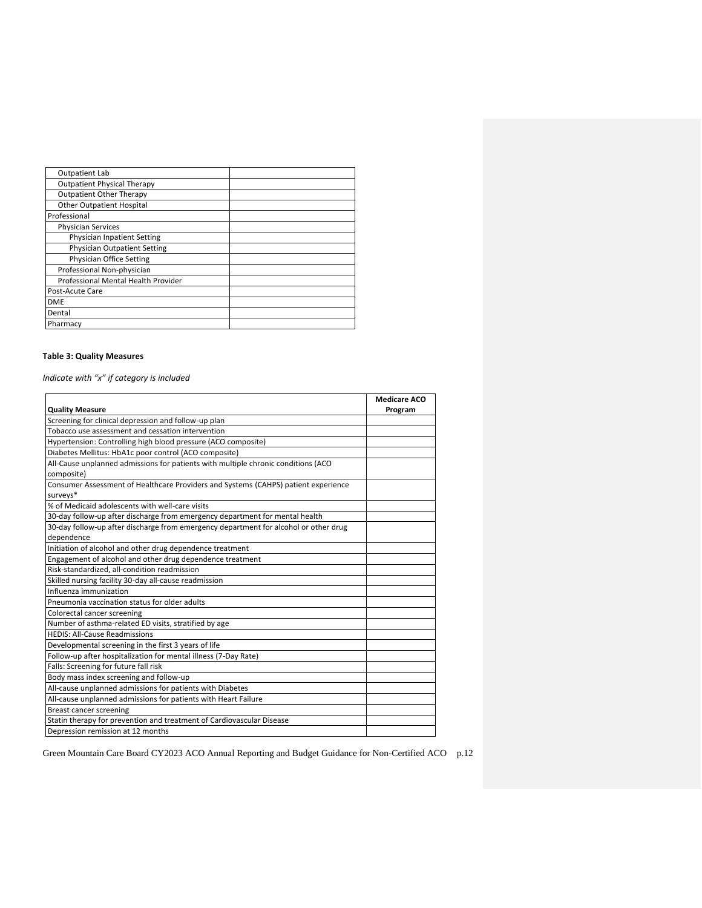| | |
|---|---|
| Outpatient Lab | |
| Outpatient Physical Therapy | |
| Outpatient Other Therapy | |
| Other Outpatient Hospital | |
| Professional | |
| Physician Services | |
| Physician Inpatient Setting | |
| Physician Outpatient Setting | |
| Physician Office Setting | |
| Professional Non-physician | |
| Professional Mental Health Provider | |
| Post-Acute Care | |
| DME | |
| Dental | |
| Pharmacy | |

**Table 3: Quality Measures**

*Indicate with "x" if category is included*

| Quality Measure | Medicare ACO Program |
|---|---|
| Screening for clinical depression and follow-up plan | |
| Tobacco use assessment and cessation intervention | |
| Hypertension: Controlling high blood pressure (ACO composite) | |
| Diabetes Mellitus: HbA1c poor control (ACO composite) | |
| All-Cause unplanned admissions for patients with multiple chronic conditions (ACO composite) | |
| Consumer Assessment of Healthcare Providers and Systems (CAHPS) patient experience surveys* | |
| % of Medicaid adolescents with well-care visits | |
| 30-day follow-up after discharge from emergency department for mental health | |
| 30-day follow-up after discharge from emergency department for alcohol or other drug dependence | |
| Initiation of alcohol and other drug dependence treatment | |
| Engagement of alcohol and other drug dependence treatment | |
| Risk-standardized, all-condition readmission | |
| Skilled nursing facility 30-day all-cause readmission | |
| Influenza immunization | |
| Pneumonia vaccination status for older adults | |
| Colorectal cancer screening | |
| Number of asthma-related ED visits, stratified by age | |
| HEDIS: All-Cause Readmissions | |
| Developmental screening in the first 3 years of life | |
| Follow-up after hospitalization for mental illness (7-Day Rate) | |
| Falls: Screening for future fall risk | |
| Body mass index screening and follow-up | |
| All-cause unplanned admissions for patients with Diabetes | |
| All-cause unplanned admissions for patients with Heart Failure | |
| Breast cancer screening | |
| Statin therapy for prevention and treatment of Cardiovascular Disease | |
| Depression remission at 12 months | |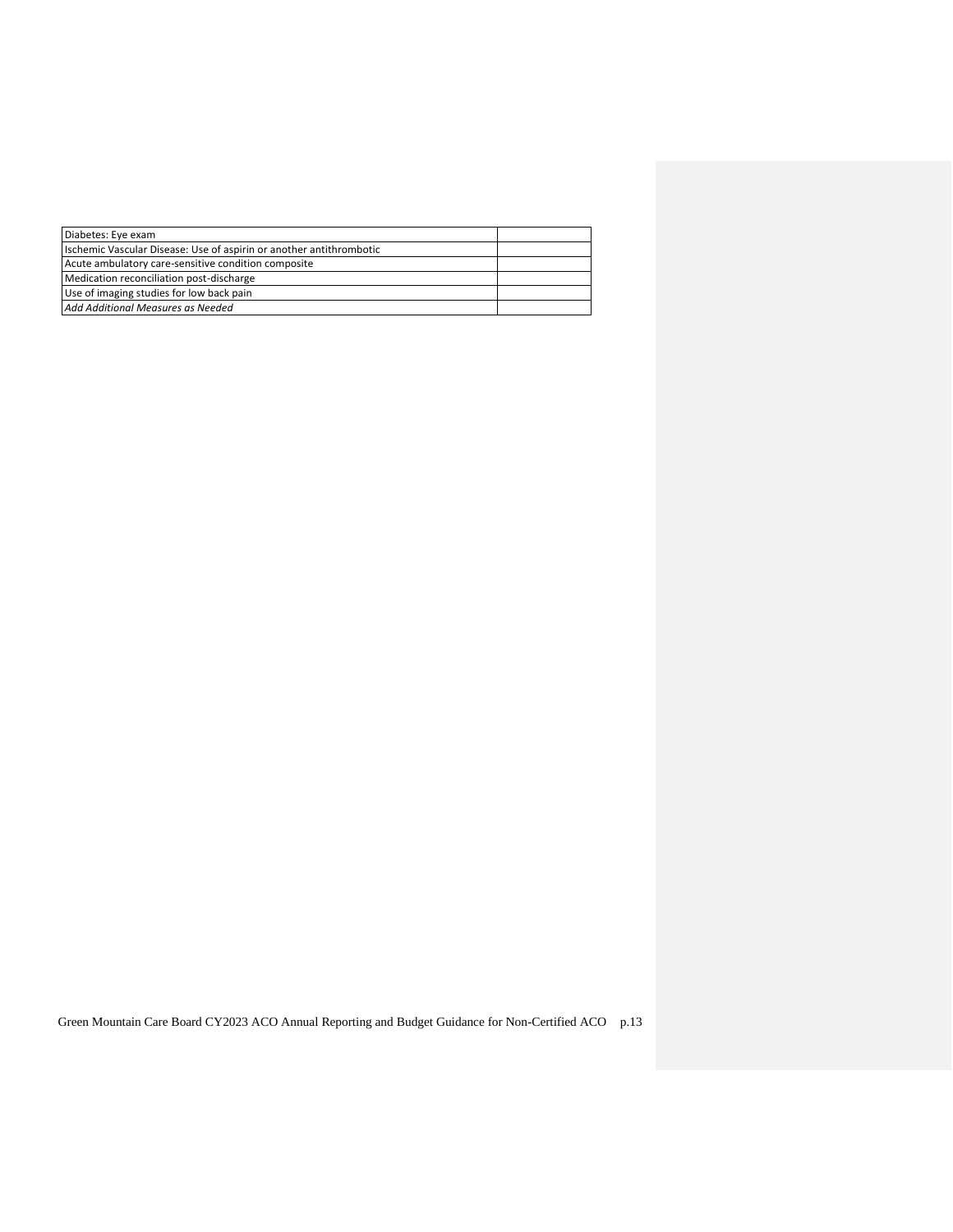| | |
|---|---|
| Diabetes: Eye exam | |
| Ischemic Vascular Disease: Use of aspirin or another antithrombotic | |
| Acute ambulatory care-sensitive condition composite | |
| Medication reconciliation post-discharge | |
| Use of imaging studies for low back pain | |
| *Add Additional Measures as Needed* | |